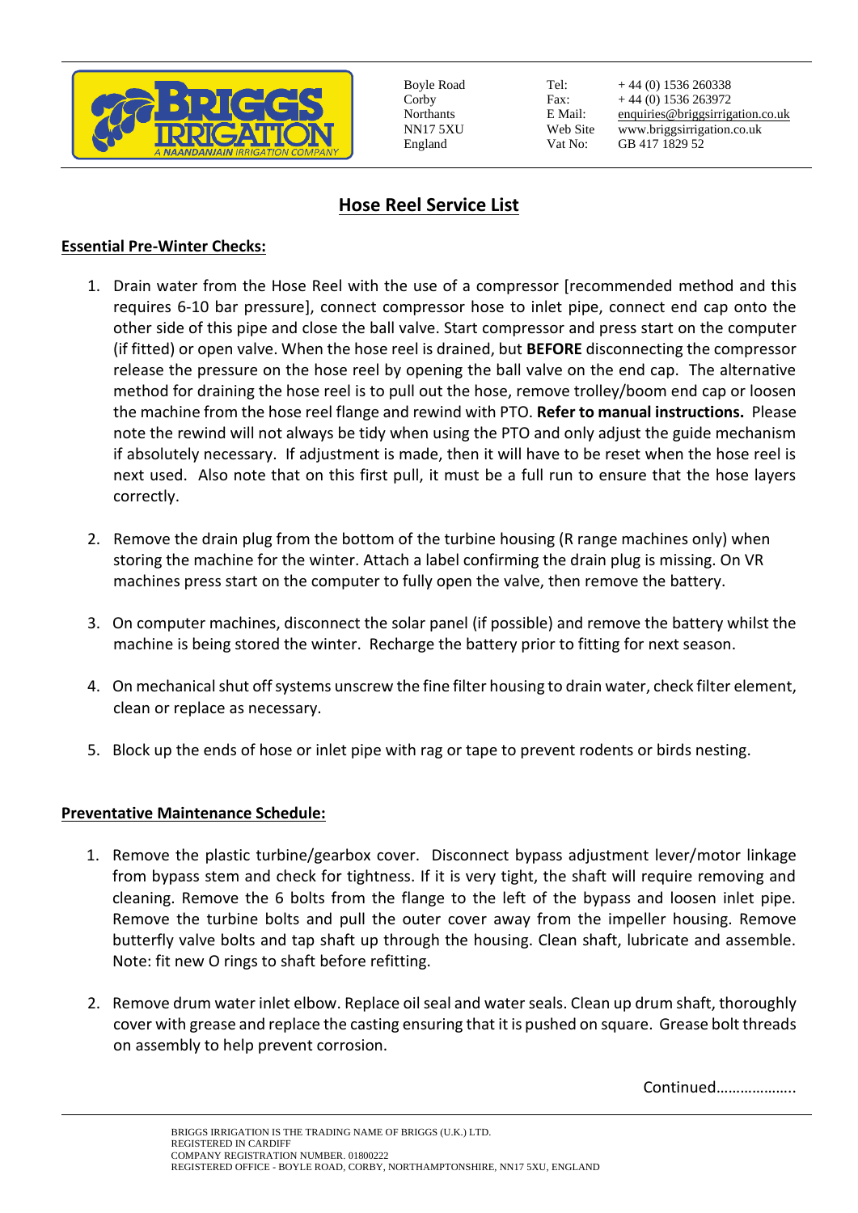Boyle Road
Corby
Northants
NN17 5XU
England

Tel: + 44 (0) 1536 260338
Fax: + 44 (0) 1536 263972
E Mail: enquiries@briggsirrigation.co.uk
Web Site www.briggsirrigation.co.uk
Vat No: GB 417 1829 52

# Hose Reel Service List

## Essential Pre-Winter Checks:

1. Drain water from the Hose Reel with the use of a compressor [recommended method and this requires 6-10 bar pressure], connect compressor hose to inlet pipe, connect end cap onto the other side of this pipe and close the ball valve. Start compressor and press start on the computer (if fitted) or open valve. When the hose reel is drained, but **BEFORE** disconnecting the compressor release the pressure on the hose reel by opening the ball valve on the end cap. The alternative method for draining the hose reel is to pull out the hose, remove trolley/boom end cap or loosen the machine from the hose reel flange and rewind with PTO. **Refer to manual instructions.** Please note the rewind will not always be tidy when using the PTO and only adjust the guide mechanism if absolutely necessary. If adjustment is made, then it will have to be reset when the hose reel is next used. Also note that on this first pull, it must be a full run to ensure that the hose layers correctly.

2. Remove the drain plug from the bottom of the turbine housing (R range machines only) when storing the machine for the winter. Attach a label confirming the drain plug is missing. On VR machines press start on the computer to fully open the valve, then remove the battery.

3. On computer machines, disconnect the solar panel (if possible) and remove the battery whilst the machine is being stored the winter. Recharge the battery prior to fitting for next season.

4. On mechanical shut off systems unscrew the fine filter housing to drain water, check filter element, clean or replace as necessary.

5. Block up the ends of hose or inlet pipe with rag or tape to prevent rodents or birds nesting.

## Preventative Maintenance Schedule:

1. Remove the plastic turbine/gearbox cover. Disconnect bypass adjustment lever/motor linkage from bypass stem and check for tightness. If it is very tight, the shaft will require removing and cleaning. Remove the 6 bolts from the flange to the left of the bypass and loosen inlet pipe. Remove the turbine bolts and pull the outer cover away from the impeller housing. Remove butterfly valve bolts and tap shaft up through the housing. Clean shaft, lubricate and assemble. Note: fit new O rings to shaft before refitting.

2. Remove drum water inlet elbow. Replace oil seal and water seals. Clean up drum shaft, thoroughly cover with grease and replace the casting ensuring that it is pushed on square. Grease bolt threads on assembly to help prevent corrosion.

Continued………………..

BRIGGS IRRIGATION IS THE TRADING NAME OF BRIGGS (U.K.) LTD.
REGISTERED IN CARDIFF
COMPANY REGISTRATION NUMBER. 01800222
REGISTERED OFFICE - BOYLE ROAD, CORBY, NORTHAMPTONSHIRE, NN17 5XU, ENGLAND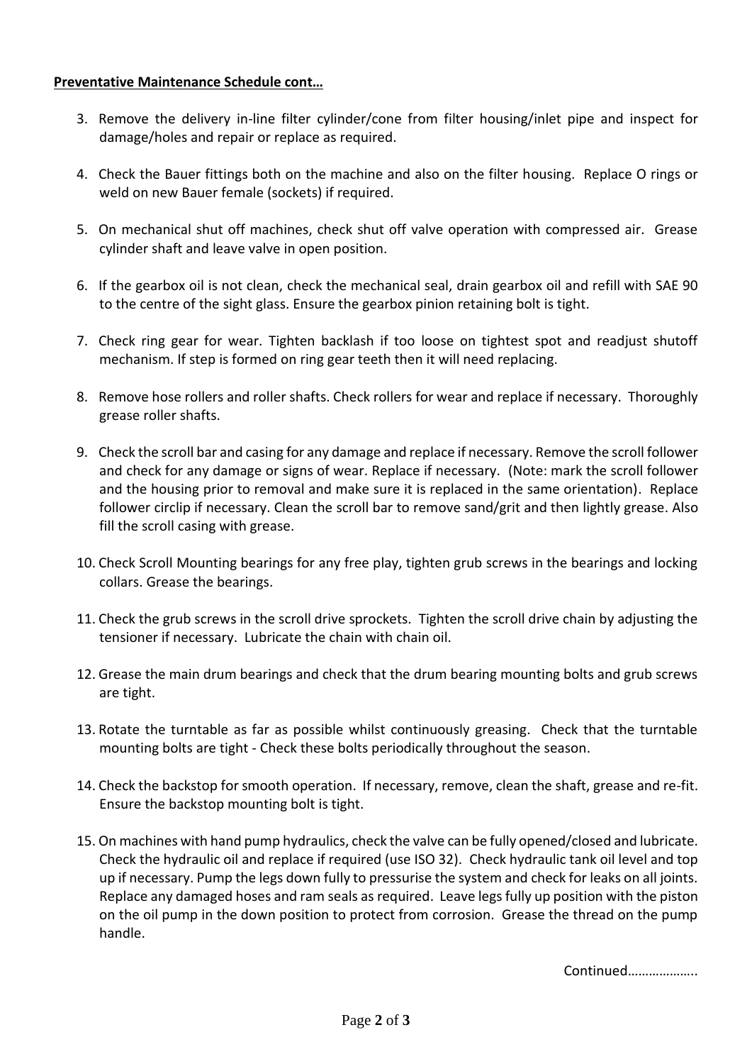**Preventative Maintenance Schedule cont…**

3. Remove the delivery in-line filter cylinder/cone from filter housing/inlet pipe and inspect for damage/holes and repair or replace as required.

4. Check the Bauer fittings both on the machine and also on the filter housing. Replace O rings or weld on new Bauer female (sockets) if required.

5. On mechanical shut off machines, check shut off valve operation with compressed air. Grease cylinder shaft and leave valve in open position.

6. If the gearbox oil is not clean, check the mechanical seal, drain gearbox oil and refill with SAE 90 to the centre of the sight glass. Ensure the gearbox pinion retaining bolt is tight.

7. Check ring gear for wear. Tighten backlash if too loose on tightest spot and readjust shutoff mechanism. If step is formed on ring gear teeth then it will need replacing.

8. Remove hose rollers and roller shafts. Check rollers for wear and replace if necessary. Thoroughly grease roller shafts.

9. Check the scroll bar and casing for any damage and replace if necessary. Remove the scroll follower and check for any damage or signs of wear. Replace if necessary. (Note: mark the scroll follower and the housing prior to removal and make sure it is replaced in the same orientation). Replace follower circlip if necessary. Clean the scroll bar to remove sand/grit and then lightly grease. Also fill the scroll casing with grease.

10. Check Scroll Mounting bearings for any free play, tighten grub screws in the bearings and locking collars. Grease the bearings.

11. Check the grub screws in the scroll drive sprockets. Tighten the scroll drive chain by adjusting the tensioner if necessary. Lubricate the chain with chain oil.

12. Grease the main drum bearings and check that the drum bearing mounting bolts and grub screws are tight.

13. Rotate the turntable as far as possible whilst continuously greasing. Check that the turntable mounting bolts are tight - Check these bolts periodically throughout the season.

14. Check the backstop for smooth operation. If necessary, remove, clean the shaft, grease and re-fit. Ensure the backstop mounting bolt is tight.

15. On machines with hand pump hydraulics, check the valve can be fully opened/closed and lubricate. Check the hydraulic oil and replace if required (use ISO 32). Check hydraulic tank oil level and top up if necessary. Pump the legs down fully to pressurise the system and check for leaks on all joints. Replace any damaged hoses and ram seals as required. Leave legs fully up position with the piston on the oil pump in the down position to protect from corrosion. Grease the thread on the pump handle.

Continued……………….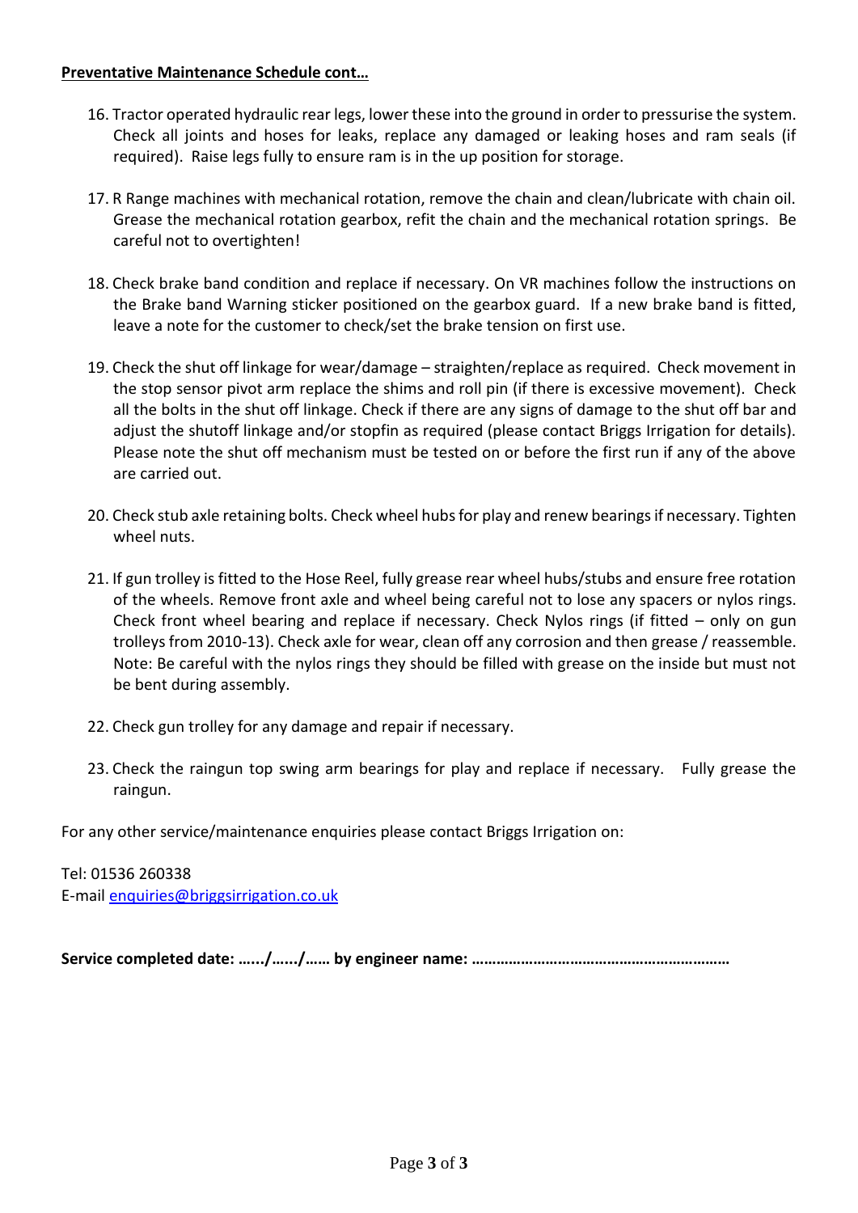**Preventative Maintenance Schedule cont…**

16. Tractor operated hydraulic rear legs, lower these into the ground in order to pressurise the system. Check all joints and hoses for leaks, replace any damaged or leaking hoses and ram seals (if required). Raise legs fully to ensure ram is in the up position for storage.

17. R Range machines with mechanical rotation, remove the chain and clean/lubricate with chain oil. Grease the mechanical rotation gearbox, refit the chain and the mechanical rotation springs. Be careful not to overtighten!

18. Check brake band condition and replace if necessary. On VR machines follow the instructions on the Brake band Warning sticker positioned on the gearbox guard. If a new brake band is fitted, leave a note for the customer to check/set the brake tension on first use.

19. Check the shut off linkage for wear/damage – straighten/replace as required. Check movement in the stop sensor pivot arm replace the shims and roll pin (if there is excessive movement). Check all the bolts in the shut off linkage. Check if there are any signs of damage to the shut off bar and adjust the shutoff linkage and/or stopfin as required (please contact Briggs Irrigation for details). Please note the shut off mechanism must be tested on or before the first run if any of the above are carried out.

20. Check stub axle retaining bolts. Check wheel hubs for play and renew bearings if necessary. Tighten wheel nuts.

21. If gun trolley is fitted to the Hose Reel, fully grease rear wheel hubs/stubs and ensure free rotation of the wheels. Remove front axle and wheel being careful not to lose any spacers or nylos rings. Check front wheel bearing and replace if necessary. Check Nylos rings (if fitted – only on gun trolleys from 2010-13). Check axle for wear, clean off any corrosion and then grease / reassemble. Note: Be careful with the nylos rings they should be filled with grease on the inside but must not be bent during assembly.

22. Check gun trolley for any damage and repair if necessary.

23. Check the raingun top swing arm bearings for play and replace if necessary. Fully grease the raingun.

For any other service/maintenance enquiries please contact Briggs Irrigation on:

Tel: 01536 260338
E-mail enquiries@briggsirrigation.co.uk

**Service completed date: …..../…..../…… by engineer name: ……………………………………………………**